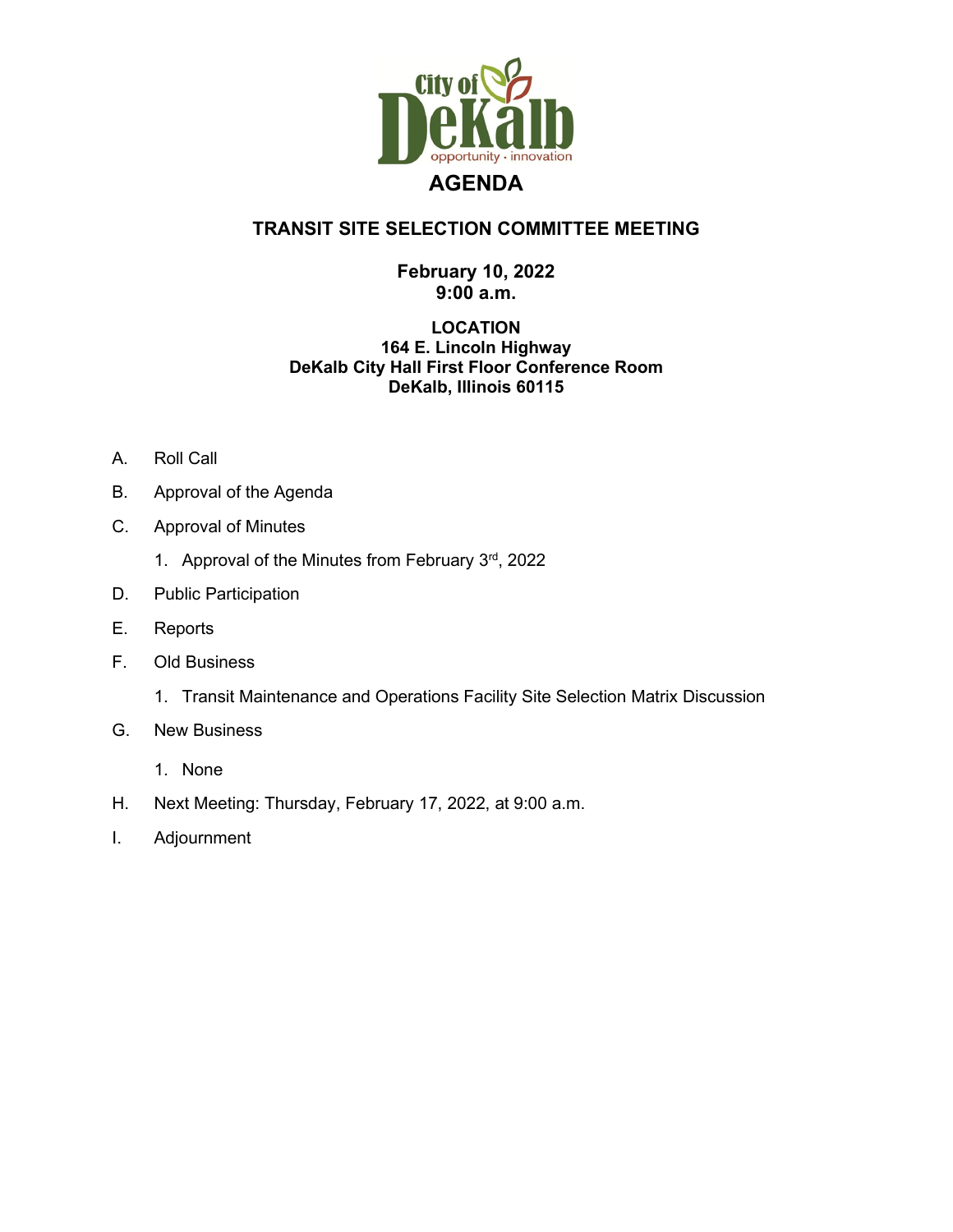# AGENDA

## TRANSIT SITE SELECTION COMMITTEE MEETING

**February 10, 2022**
**9:00 a.m.**

**LOCATION**
**164 E. Lincoln Highway**
**DeKalb City Hall First Floor Conference Room**
**DeKalb, Illinois 60115**

A. Roll Call

B. Approval of the Agenda

C. Approval of Minutes

   1. Approval of the Minutes from February 3rd, 2022

D. Public Participation

E. Reports

F. Old Business

   1. Transit Maintenance and Operations Facility Site Selection Matrix Discussion

G. New Business

   1. None

H. Next Meeting: Thursday, February 17, 2022, at 9:00 a.m.

I. Adjournment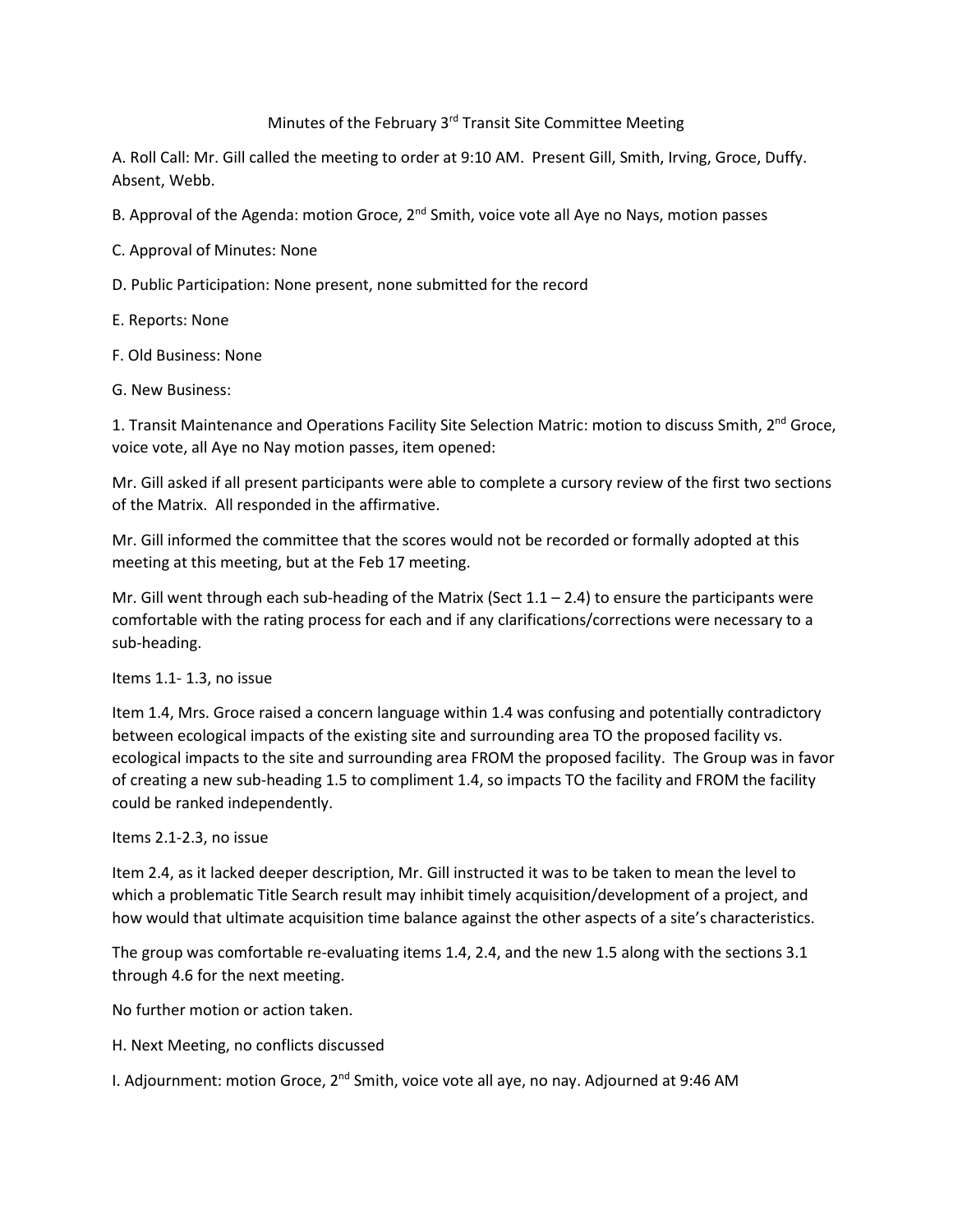# Minutes of the February 3rd Transit Site Committee Meeting

A. Roll Call: Mr. Gill called the meeting to order at 9:10 AM. Present Gill, Smith, Irving, Groce, Duffy. Absent, Webb.

B. Approval of the Agenda: motion Groce, 2nd Smith, voice vote all Aye no Nays, motion passes

C. Approval of Minutes: None

D. Public Participation: None present, none submitted for the record

E. Reports: None

F. Old Business: None

G. New Business:

1. Transit Maintenance and Operations Facility Site Selection Matric: motion to discuss Smith, 2nd Groce, voice vote, all Aye no Nay motion passes, item opened:

Mr. Gill asked if all present participants were able to complete a cursory review of the first two sections of the Matrix. All responded in the affirmative.

Mr. Gill informed the committee that the scores would not be recorded or formally adopted at this meeting at this meeting, but at the Feb 17 meeting.

Mr. Gill went through each sub-heading of the Matrix (Sect 1.1 – 2.4) to ensure the participants were comfortable with the rating process for each and if any clarifications/corrections were necessary to a sub-heading.

Items 1.1- 1.3, no issue

Item 1.4, Mrs. Groce raised a concern language within 1.4 was confusing and potentially contradictory between ecological impacts of the existing site and surrounding area TO the proposed facility vs. ecological impacts to the site and surrounding area FROM the proposed facility. The Group was in favor of creating a new sub-heading 1.5 to compliment 1.4, so impacts TO the facility and FROM the facility could be ranked independently.

Items 2.1-2.3, no issue

Item 2.4, as it lacked deeper description, Mr. Gill instructed it was to be taken to mean the level to which a problematic Title Search result may inhibit timely acquisition/development of a project, and how would that ultimate acquisition time balance against the other aspects of a site's characteristics.

The group was comfortable re-evaluating items 1.4, 2.4, and the new 1.5 along with the sections 3.1 through 4.6 for the next meeting.

No further motion or action taken.

H. Next Meeting, no conflicts discussed

I. Adjournment: motion Groce, 2nd Smith, voice vote all aye, no nay. Adjourned at 9:46 AM